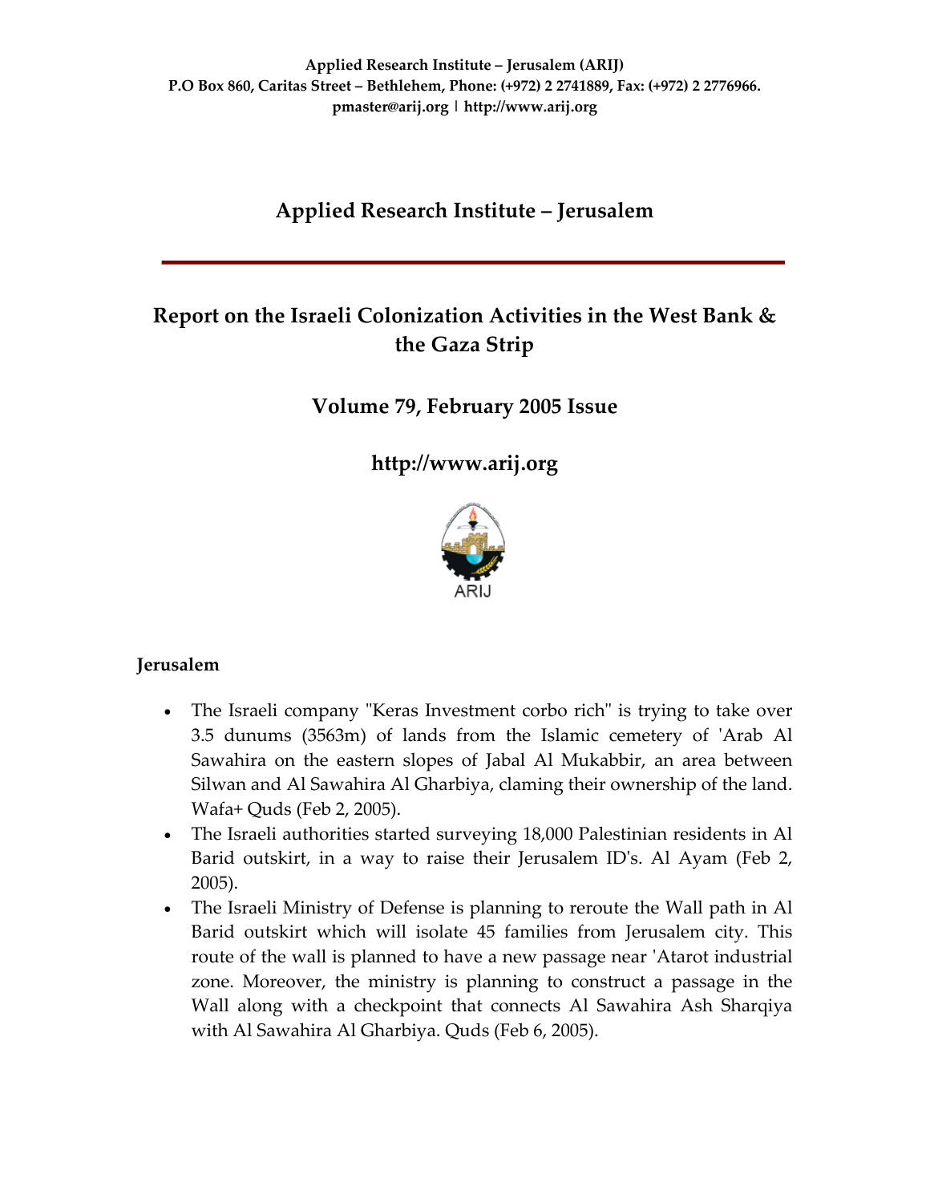**Applied Research Institute – Jerusalem (ARIJ)**
**P.O Box 860, Caritas Street – Bethlehem, Phone: (+972) 2 2741889, Fax: (+972) 2 2776966.**
**pmaster@arij.org | http://www.arij.org**

# Applied Research Institute – Jerusalem

## Report on the Israeli Colonization Activities in the West Bank & the Gaza Strip

## Volume 79, February 2005 Issue

## http://www.arij.org

ARIJ

### Jerusalem

- The Israeli company "Keras Investment corbo rich" is trying to take over 3.5 dunums (3563m) of lands from the Islamic cemetery of 'Arab Al Sawahira on the eastern slopes of Jabal Al Mukabbir, an area between Silwan and Al Sawahira Al Gharbiya, claming their ownership of the land. Wafa+ Quds (Feb 2, 2005).
- The Israeli authorities started surveying 18,000 Palestinian residents in Al Barid outskirt, in a way to raise their Jerusalem ID's. Al Ayam (Feb 2, 2005).
- The Israeli Ministry of Defense is planning to reroute the Wall path in Al Barid outskirt which will isolate 45 families from Jerusalem city. This route of the wall is planned to have a new passage near 'Atarot industrial zone. Moreover, the ministry is planning to construct a passage in the Wall along with a checkpoint that connects Al Sawahira Ash Sharqiya with Al Sawahira Al Gharbiya. Quds (Feb 6, 2005).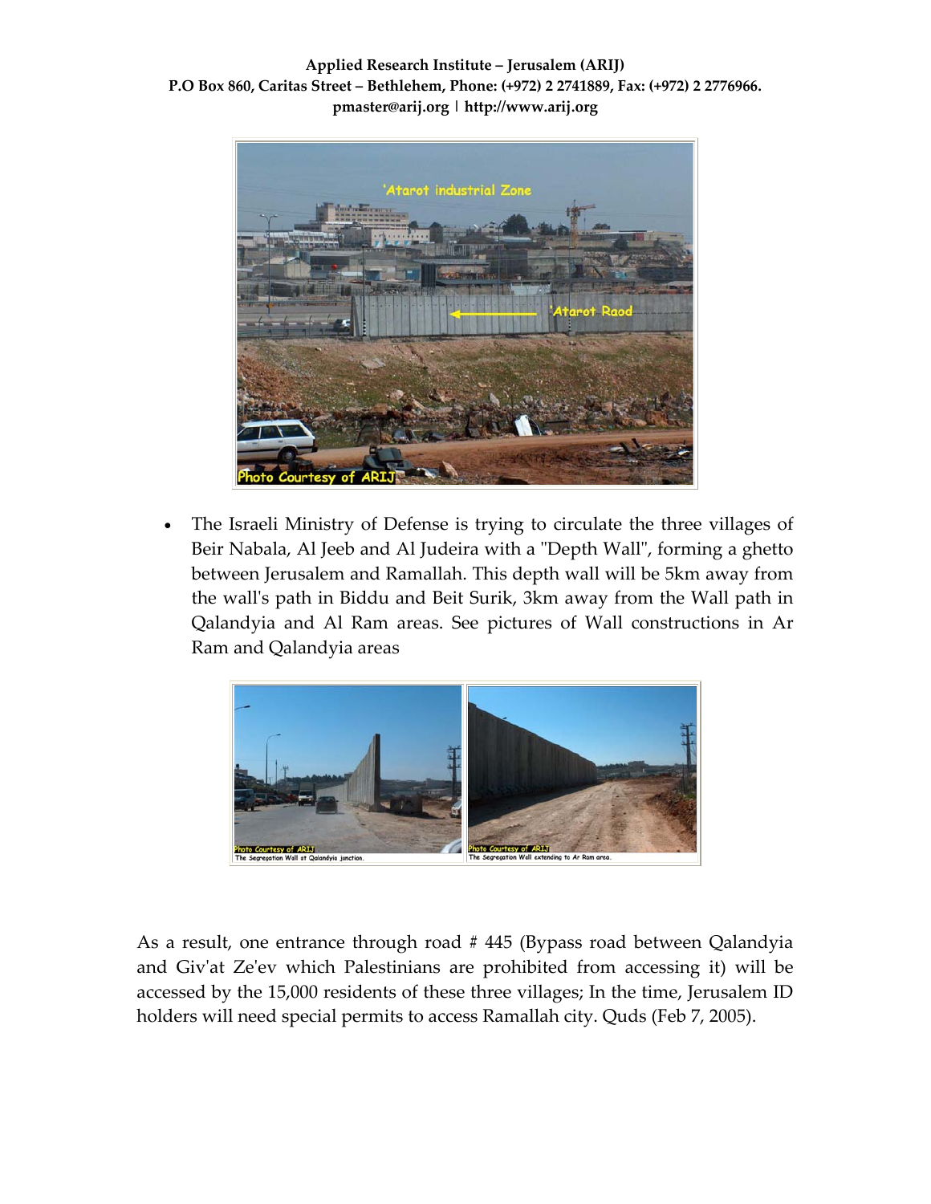- The Israeli Ministry of Defense is trying to circulate the three villages of Beir Nabala, Al Jeeb and Al Judeira with a "Depth Wall", forming a ghetto between Jerusalem and Ramallah. This depth wall will be 5km away from the wall's path in Biddu and Beit Surik, 3km away from the Wall path in Qalandyia and Al Ram areas. See pictures of Wall constructions in Ar Ram and Qalandyia areas

The Segregation Wall at Qalandyia junction.

The Segregation Wall extending to Ar Ram area.

As a result, one entrance through road # 445 (Bypass road between Qalandyia and Giv'at Ze'ev which Palestinians are prohibited from accessing it) will be accessed by the 15,000 residents of these three villages; In the time, Jerusalem ID holders will need special permits to access Ramallah city. Quds (Feb 7, 2005).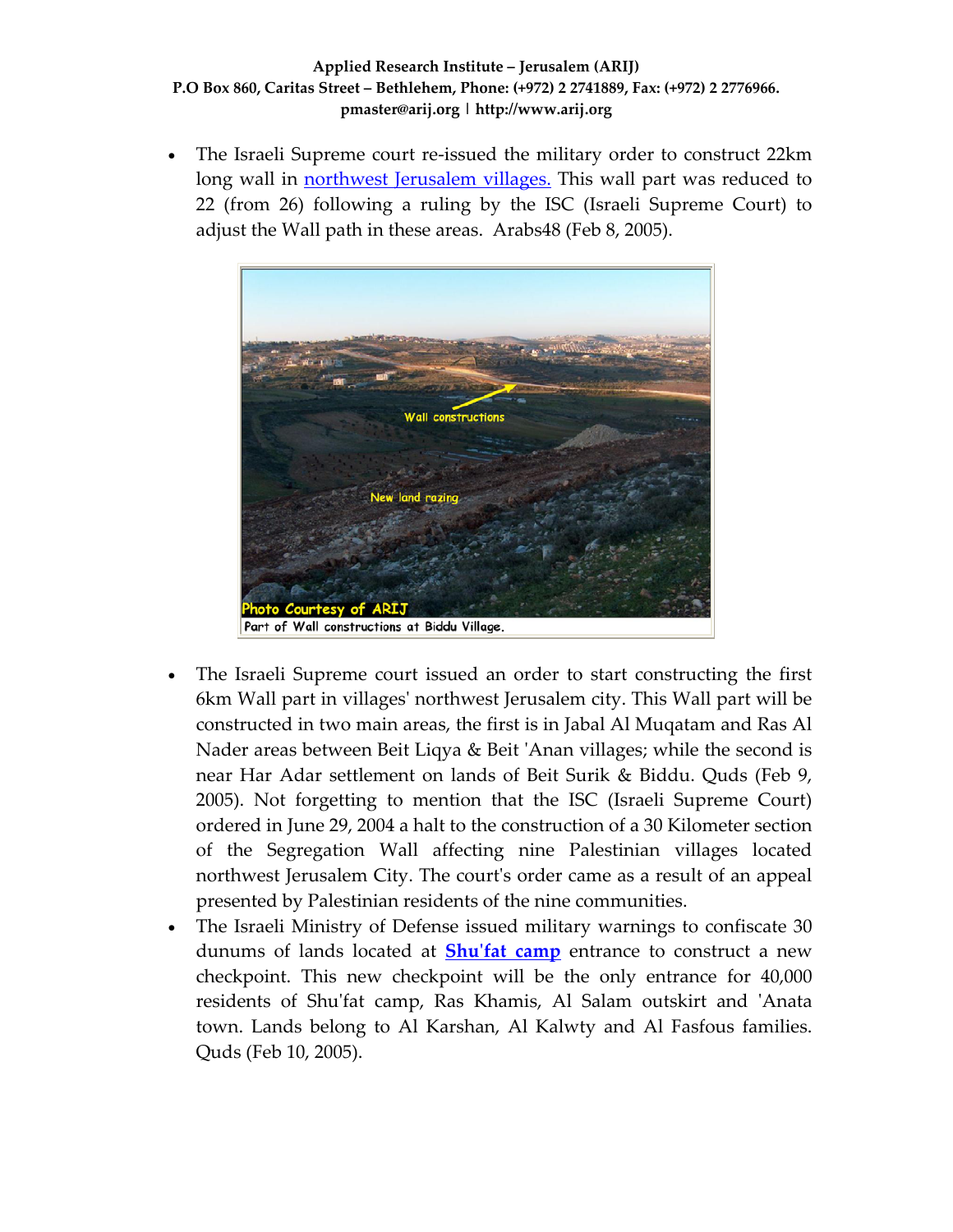- The Israeli Supreme court re-issued the military order to construct 22km long wall in [northwest Jerusalem villages.](#) This wall part was reduced to 22 (from 26) following a ruling by the ISC (Israeli Supreme Court) to adjust the Wall path in these areas. Arabs48 (Feb 8, 2005).

Part of Wall constructions at Biddu Village.

- The Israeli Supreme court issued an order to start constructing the first 6km Wall part in villages' northwest Jerusalem city. This Wall part will be constructed in two main areas, the first is in Jabal Al Muqatam and Ras Al Nader areas between Beit Liqya & Beit 'Anan villages; while the second is near Har Adar settlement on lands of Beit Surik & Biddu. Quds (Feb 9, 2005). Not forgetting to mention that the ISC (Israeli Supreme Court) ordered in June 29, 2004 a halt to the construction of a 30 Kilometer section of the Segregation Wall affecting nine Palestinian villages located northwest Jerusalem City. The court's order came as a result of an appeal presented by Palestinian residents of the nine communities.
- The Israeli Ministry of Defense issued military warnings to confiscate 30 dunums of lands located at **[Shu'fat camp](#)** entrance to construct a new checkpoint. This new checkpoint will be the only entrance for 40,000 residents of Shu'fat camp, Ras Khamis, Al Salam outskirt and 'Anata town. Lands belong to Al Karshan, Al Kalwty and Al Fasfous families. Quds (Feb 10, 2005).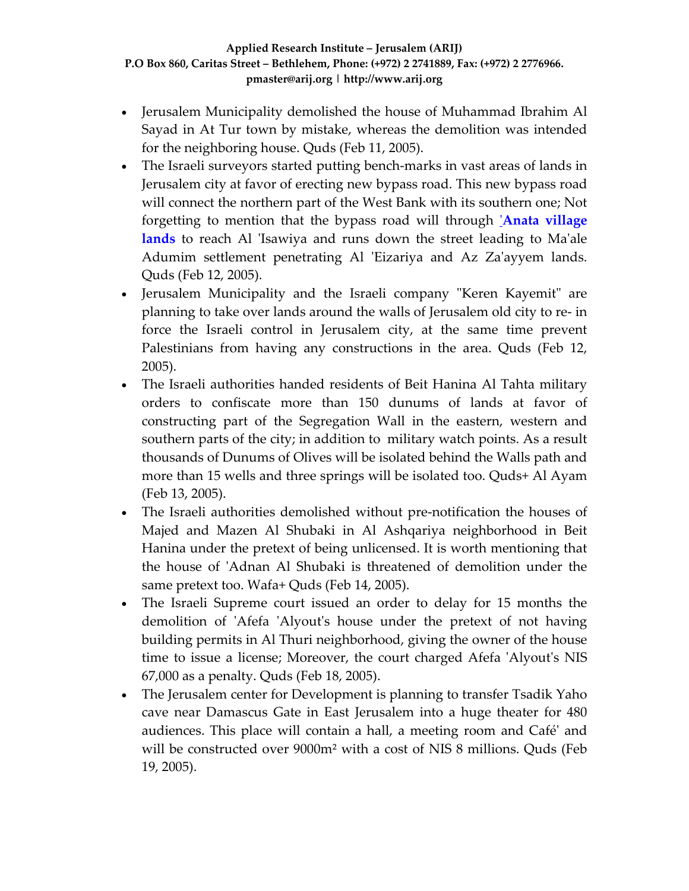- Jerusalem Municipality demolished the house of Muhammad Ibrahim Al Sayad in At Tur town by mistake, whereas the demolition was intended for the neighboring house. Quds (Feb 11, 2005).
- The Israeli surveyors started putting bench-marks in vast areas of lands in Jerusalem city at favor of erecting new bypass road. This new bypass road will connect the northern part of the West Bank with its southern one; Not forgetting to mention that the bypass road will through **'Anata village lands** to reach Al 'Isawiya and runs down the street leading to Ma'ale Adumim settlement penetrating Al 'Eizariya and Az Za'ayyem lands. Quds (Feb 12, 2005).
- Jerusalem Municipality and the Israeli company "Keren Kayemit" are planning to take over lands around the walls of Jerusalem old city to re- in force the Israeli control in Jerusalem city, at the same time prevent Palestinians from having any constructions in the area. Quds (Feb 12, 2005).
- The Israeli authorities handed residents of Beit Hanina Al Tahta military orders to confiscate more than 150 dunums of lands at favor of constructing part of the Segregation Wall in the eastern, western and southern parts of the city; in addition to military watch points. As a result thousands of Dunums of Olives will be isolated behind the Walls path and more than 15 wells and three springs will be isolated too. Quds+ Al Ayam (Feb 13, 2005).
- The Israeli authorities demolished without pre-notification the houses of Majed and Mazen Al Shubaki in Al Ashqariya neighborhood in Beit Hanina under the pretext of being unlicensed. It is worth mentioning that the house of 'Adnan Al Shubaki is threatened of demolition under the same pretext too. Wafa+ Quds (Feb 14, 2005).
- The Israeli Supreme court issued an order to delay for 15 months the demolition of 'Afefa 'Alyout's house under the pretext of not having building permits in Al Thuri neighborhood, giving the owner of the house time to issue a license; Moreover, the court charged Afefa 'Alyout's NIS 67,000 as a penalty. Quds (Feb 18, 2005).
- The Jerusalem center for Development is planning to transfer Tsadik Yaho cave near Damascus Gate in East Jerusalem into a huge theater for 480 audiences. This place will contain a hall, a meeting room and Café' and will be constructed over 9000m² with a cost of NIS 8 millions. Quds (Feb 19, 2005).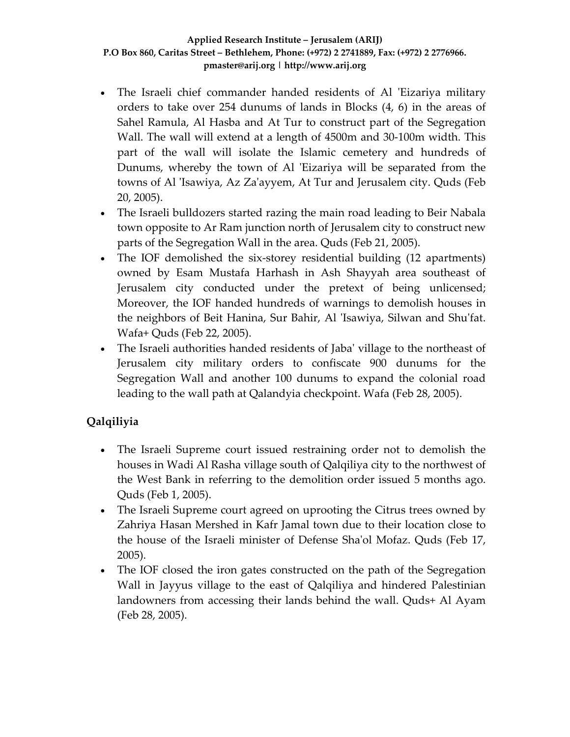- The Israeli chief commander handed residents of Al 'Eizariya military orders to take over 254 dunums of lands in Blocks (4, 6) in the areas of Sahel Ramula, Al Hasba and At Tur to construct part of the Segregation Wall. The wall will extend at a length of 4500m and 30-100m width. This part of the wall will isolate the Islamic cemetery and hundreds of Dunums, whereby the town of Al 'Eizariya will be separated from the towns of Al 'Isawiya, Az Za'ayyem, At Tur and Jerusalem city. Quds (Feb 20, 2005).
- The Israeli bulldozers started razing the main road leading to Beir Nabala town opposite to Ar Ram junction north of Jerusalem city to construct new parts of the Segregation Wall in the area. Quds (Feb 21, 2005).
- The IOF demolished the six-storey residential building (12 apartments) owned by Esam Mustafa Harhash in Ash Shayyah area southeast of Jerusalem city conducted under the pretext of being unlicensed; Moreover, the IOF handed hundreds of warnings to demolish houses in the neighbors of Beit Hanina, Sur Bahir, Al 'Isawiya, Silwan and Shu'fat. Wafa+ Quds (Feb 22, 2005).
- The Israeli authorities handed residents of Jaba' village to the northeast of Jerusalem city military orders to confiscate 900 dunums for the Segregation Wall and another 100 dunums to expand the colonial road leading to the wall path at Qalandyia checkpoint. Wafa (Feb 28, 2005).

## Qalqiliyia

- The Israeli Supreme court issued restraining order not to demolish the houses in Wadi Al Rasha village south of Qalqiliya city to the northwest of the West Bank in referring to the demolition order issued 5 months ago. Quds (Feb 1, 2005).
- The Israeli Supreme court agreed on uprooting the Citrus trees owned by Zahriya Hasan Mershed in Kafr Jamal town due to their location close to the house of the Israeli minister of Defense Sha'ol Mofaz. Quds (Feb 17, 2005).
- The IOF closed the iron gates constructed on the path of the Segregation Wall in Jayyus village to the east of Qalqiliya and hindered Palestinian landowners from accessing their lands behind the wall. Quds+ Al Ayam (Feb 28, 2005).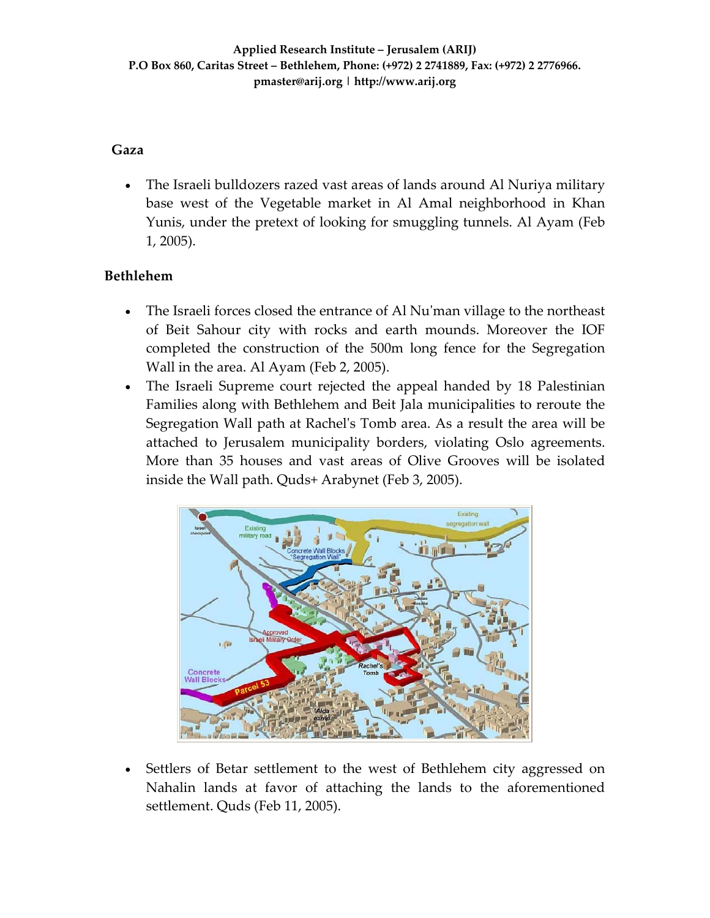## Gaza

- The Israeli bulldozers razed vast areas of lands around Al Nuriya military base west of the Vegetable market in Al Amal neighborhood in Khan Yunis, under the pretext of looking for smuggling tunnels. Al Ayam (Feb 1, 2005).

## Bethlehem

- The Israeli forces closed the entrance of Al Nu'man village to the northeast of Beit Sahour city with rocks and earth mounds. Moreover the IOF completed the construction of the 500m long fence for the Segregation Wall in the area. Al Ayam (Feb 2, 2005).
- The Israeli Supreme court rejected the appeal handed by 18 Palestinian Families along with Bethlehem and Beit Jala municipalities to reroute the Segregation Wall path at Rachel's Tomb area. As a result the area will be attached to Jerusalem municipality borders, violating Oslo agreements. More than 35 houses and vast areas of Olive Grooves will be isolated inside the Wall path. Quds+ Arabynet (Feb 3, 2005).

- Settlers of Betar settlement to the west of Bethlehem city aggressed on Nahalin lands at favor of attaching the lands to the aforementioned settlement. Quds (Feb 11, 2005).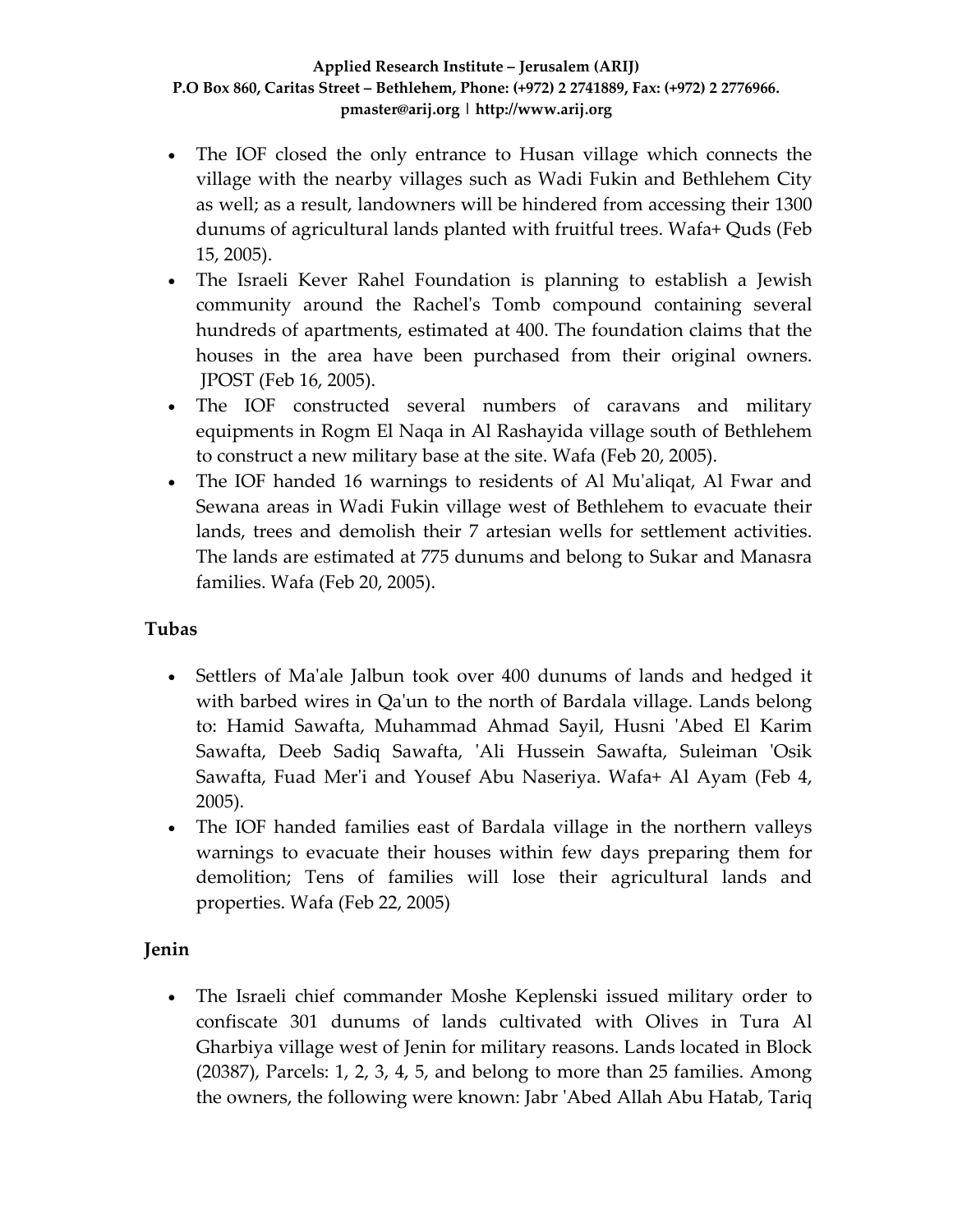- The IOF closed the only entrance to Husan village which connects the village with the nearby villages such as Wadi Fukin and Bethlehem City as well; as a result, landowners will be hindered from accessing their 1300 dunums of agricultural lands planted with fruitful trees. Wafa+ Quds (Feb 15, 2005).
- The Israeli Kever Rahel Foundation is planning to establish a Jewish community around the Rachel's Tomb compound containing several hundreds of apartments, estimated at 400. The foundation claims that the houses in the area have been purchased from their original owners. JPOST (Feb 16, 2005).
- The IOF constructed several numbers of caravans and military equipments in Rogm El Naqa in Al Rashayida village south of Bethlehem to construct a new military base at the site. Wafa (Feb 20, 2005).
- The IOF handed 16 warnings to residents of Al Mu'aliqat, Al Fwar and Sewana areas in Wadi Fukin village west of Bethlehem to evacuate their lands, trees and demolish their 7 artesian wells for settlement activities. The lands are estimated at 775 dunums and belong to Sukar and Manasra families. Wafa (Feb 20, 2005).

### Tubas

- Settlers of Ma'ale Jalbun took over 400 dunums of lands and hedged it with barbed wires in Qa'un to the north of Bardala village. Lands belong to: Hamid Sawafta, Muhammad Ahmad Sayil, Husni 'Abed El Karim Sawafta, Deeb Sadiq Sawafta, 'Ali Hussein Sawafta, Suleiman 'Osik Sawafta, Fuad Mer'i and Yousef Abu Naseriya. Wafa+ Al Ayam (Feb 4, 2005).
- The IOF handed families east of Bardala village in the northern valleys warnings to evacuate their houses within few days preparing them for demolition; Tens of families will lose their agricultural lands and properties. Wafa (Feb 22, 2005)

### Jenin

- The Israeli chief commander Moshe Keplenski issued military order to confiscate 301 dunums of lands cultivated with Olives in Tura Al Gharbiya village west of Jenin for military reasons. Lands located in Block (20387), Parcels: 1, 2, 3, 4, 5, and belong to more than 25 families. Among the owners, the following were known: Jabr 'Abed Allah Abu Hatab, Tariq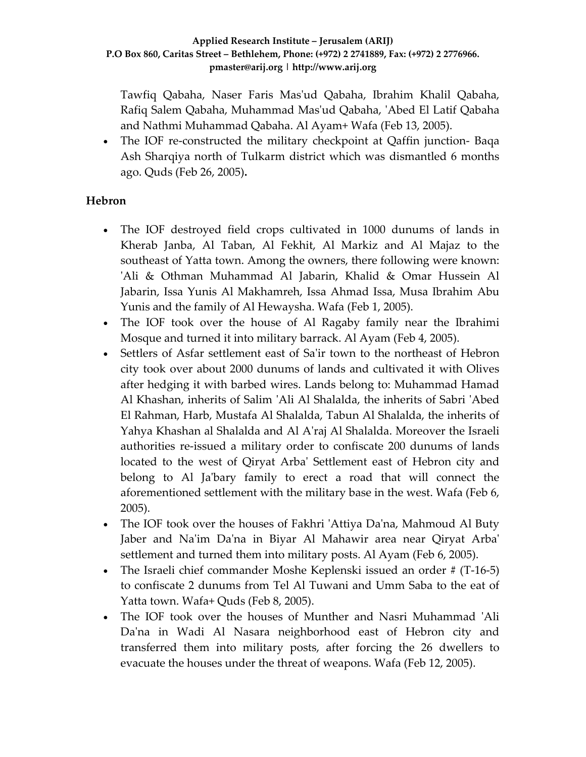Tawfiq Qabaha, Naser Faris Mas'ud Qabaha, Ibrahim Khalil Qabaha, Rafiq Salem Qabaha, Muhammad Mas'ud Qabaha, 'Abed El Latif Qabaha and Nathmi Muhammad Qabaha. Al Ayam+ Wafa (Feb 13, 2005).

- The IOF re-constructed the military checkpoint at Qaffin junction- Baqa Ash Sharqiya north of Tulkarm district which was dismantled 6 months ago. Quds (Feb 26, 2005)**.**

## Hebron

- The IOF destroyed field crops cultivated in 1000 dunums of lands in Kherab Janba, Al Taban, Al Fekhit, Al Markiz and Al Majaz to the southeast of Yatta town. Among the owners, there following were known: 'Ali & Othman Muhammad Al Jabarin, Khalid & Omar Hussein Al Jabarin, Issa Yunis Al Makhamreh, Issa Ahmad Issa, Musa Ibrahim Abu Yunis and the family of Al Hewaysha. Wafa (Feb 1, 2005).
- The IOF took over the house of Al Ragaby family near the Ibrahimi Mosque and turned it into military barrack. Al Ayam (Feb 4, 2005).
- Settlers of Asfar settlement east of Sa'ir town to the northeast of Hebron city took over about 2000 dunums of lands and cultivated it with Olives after hedging it with barbed wires. Lands belong to: Muhammad Hamad Al Khashan, inherits of Salim 'Ali Al Shalalda, the inherits of Sabri 'Abed El Rahman, Harb, Mustafa Al Shalalda, Tabun Al Shalalda, the inherits of Yahya Khashan al Shalalda and Al A'raj Al Shalalda. Moreover the Israeli authorities re-issued a military order to confiscate 200 dunums of lands located to the west of Qiryat Arba' Settlement east of Hebron city and belong to Al Ja'bary family to erect a road that will connect the aforementioned settlement with the military base in the west. Wafa (Feb 6, 2005).
- The IOF took over the houses of Fakhri 'Attiya Da'na, Mahmoud Al Buty Jaber and Na'im Da'na in Biyar Al Mahawir area near Qiryat Arba' settlement and turned them into military posts. Al Ayam (Feb 6, 2005).
- The Israeli chief commander Moshe Keplenski issued an order # (T-16-5) to confiscate 2 dunums from Tel Al Tuwani and Umm Saba to the eat of Yatta town. Wafa+ Quds (Feb 8, 2005).
- The IOF took over the houses of Munther and Nasri Muhammad 'Ali Da'na in Wadi Al Nasara neighborhood east of Hebron city and transferred them into military posts, after forcing the 26 dwellers to evacuate the houses under the threat of weapons. Wafa (Feb 12, 2005).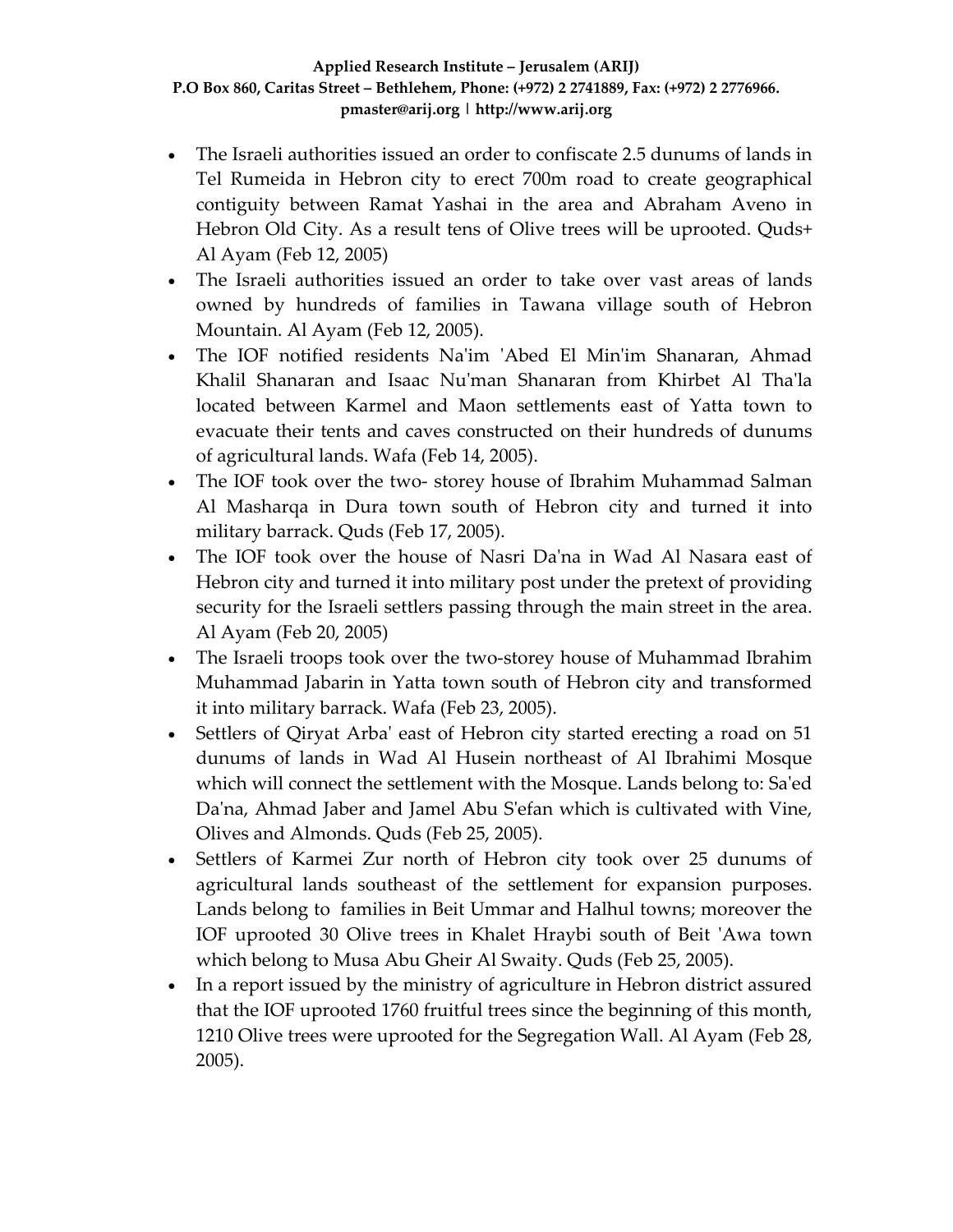- The Israeli authorities issued an order to confiscate 2.5 dunums of lands in Tel Rumeida in Hebron city to erect 700m road to create geographical contiguity between Ramat Yashai in the area and Abraham Aveno in Hebron Old City. As a result tens of Olive trees will be uprooted. Quds+ Al Ayam (Feb 12, 2005)
- The Israeli authorities issued an order to take over vast areas of lands owned by hundreds of families in Tawana village south of Hebron Mountain. Al Ayam (Feb 12, 2005).
- The IOF notified residents Na'im 'Abed El Min'im Shanaran, Ahmad Khalil Shanaran and Isaac Nu'man Shanaran from Khirbet Al Tha'la located between Karmel and Maon settlements east of Yatta town to evacuate their tents and caves constructed on their hundreds of dunums of agricultural lands. Wafa (Feb 14, 2005).
- The IOF took over the two- storey house of Ibrahim Muhammad Salman Al Masharqa in Dura town south of Hebron city and turned it into military barrack. Quds (Feb 17, 2005).
- The IOF took over the house of Nasri Da'na in Wad Al Nasara east of Hebron city and turned it into military post under the pretext of providing security for the Israeli settlers passing through the main street in the area. Al Ayam (Feb 20, 2005)
- The Israeli troops took over the two-storey house of Muhammad Ibrahim Muhammad Jabarin in Yatta town south of Hebron city and transformed it into military barrack. Wafa (Feb 23, 2005).
- Settlers of Qiryat Arba' east of Hebron city started erecting a road on 51 dunums of lands in Wad Al Husein northeast of Al Ibrahimi Mosque which will connect the settlement with the Mosque. Lands belong to: Sa'ed Da'na, Ahmad Jaber and Jamel Abu S'efan which is cultivated with Vine, Olives and Almonds. Quds (Feb 25, 2005).
- Settlers of Karmei Zur north of Hebron city took over 25 dunums of agricultural lands southeast of the settlement for expansion purposes. Lands belong to families in Beit Ummar and Halhul towns; moreover the IOF uprooted 30 Olive trees in Khalet Hraybi south of Beit 'Awa town which belong to Musa Abu Gheir Al Swaity. Quds (Feb 25, 2005).
- In a report issued by the ministry of agriculture in Hebron district assured that the IOF uprooted 1760 fruitful trees since the beginning of this month, 1210 Olive trees were uprooted for the Segregation Wall. Al Ayam (Feb 28, 2005).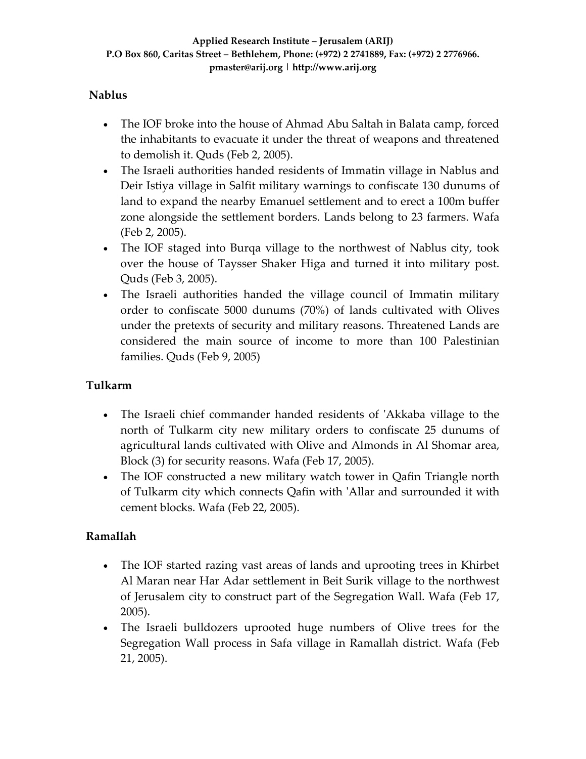**Nablus**

- The IOF broke into the house of Ahmad Abu Saltah in Balata camp, forced the inhabitants to evacuate it under the threat of weapons and threatened to demolish it. Quds (Feb 2, 2005).
- The Israeli authorities handed residents of Immatin village in Nablus and Deir Istiya village in Salfit military warnings to confiscate 130 dunums of land to expand the nearby Emanuel settlement and to erect a 100m buffer zone alongside the settlement borders. Lands belong to 23 farmers. Wafa (Feb 2, 2005).
- The IOF staged into Burqa village to the northwest of Nablus city, took over the house of Taysser Shaker Higa and turned it into military post. Quds (Feb 3, 2005).
- The Israeli authorities handed the village council of Immatin military order to confiscate 5000 dunums (70%) of lands cultivated with Olives under the pretexts of security and military reasons. Threatened Lands are considered the main source of income to more than 100 Palestinian families. Quds (Feb 9, 2005)

**Tulkarm**

- The Israeli chief commander handed residents of 'Akkaba village to the north of Tulkarm city new military orders to confiscate 25 dunums of agricultural lands cultivated with Olive and Almonds in Al Shomar area, Block (3) for security reasons. Wafa (Feb 17, 2005).
- The IOF constructed a new military watch tower in Qafin Triangle north of Tulkarm city which connects Qafin with 'Allar and surrounded it with cement blocks. Wafa (Feb 22, 2005).

**Ramallah**

- The IOF started razing vast areas of lands and uprooting trees in Khirbet Al Maran near Har Adar settlement in Beit Surik village to the northwest of Jerusalem city to construct part of the Segregation Wall. Wafa (Feb 17, 2005).
- The Israeli bulldozers uprooted huge numbers of Olive trees for the Segregation Wall process in Safa village in Ramallah district. Wafa (Feb 21, 2005).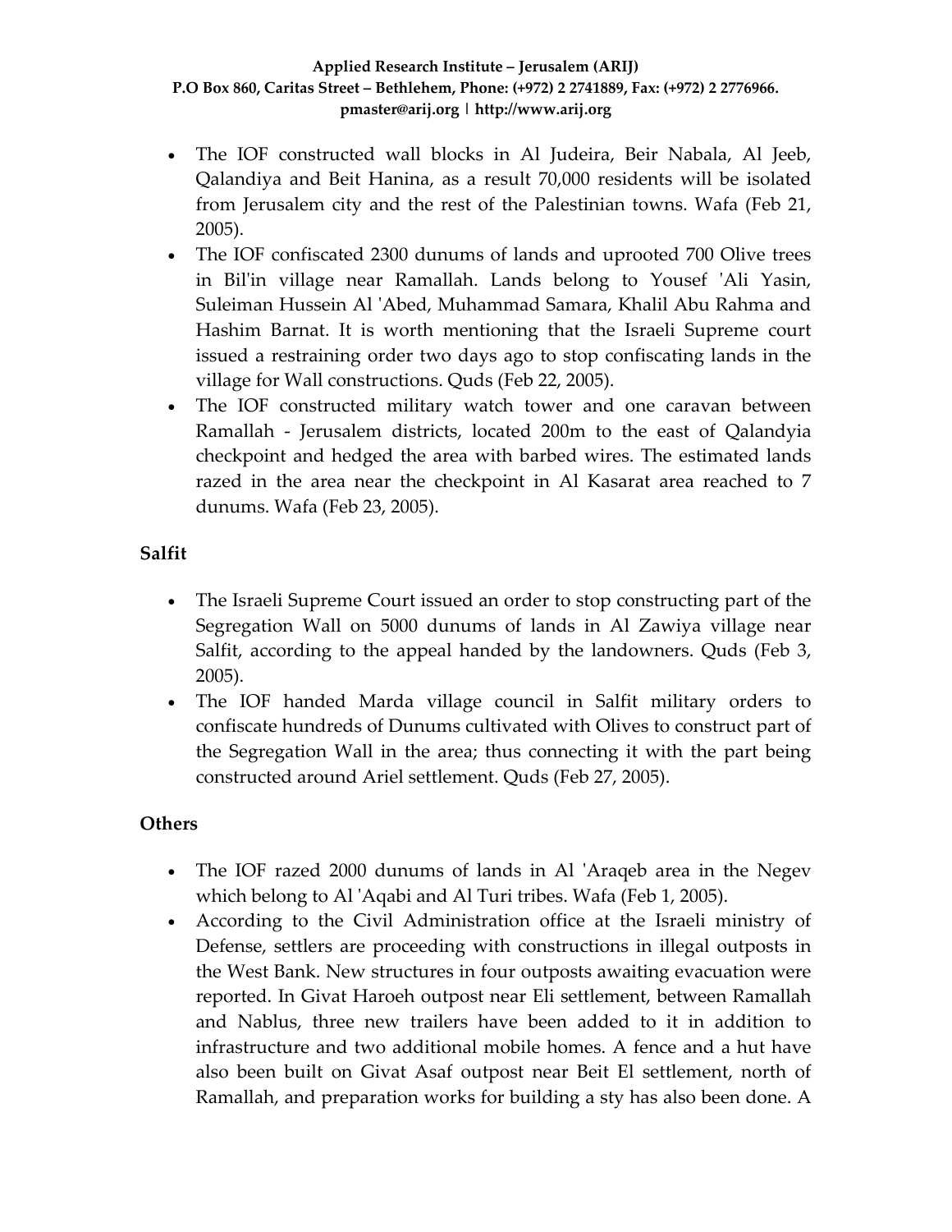- The IOF constructed wall blocks in Al Judeira, Beir Nabala, Al Jeeb, Qalandiya and Beit Hanina, as a result 70,000 residents will be isolated from Jerusalem city and the rest of the Palestinian towns. Wafa (Feb 21, 2005).
- The IOF confiscated 2300 dunums of lands and uprooted 700 Olive trees in Bil'in village near Ramallah. Lands belong to Yousef 'Ali Yasin, Suleiman Hussein Al 'Abed, Muhammad Samara, Khalil Abu Rahma and Hashim Barnat. It is worth mentioning that the Israeli Supreme court issued a restraining order two days ago to stop confiscating lands in the village for Wall constructions. Quds (Feb 22, 2005).
- The IOF constructed military watch tower and one caravan between Ramallah - Jerusalem districts, located 200m to the east of Qalandyia checkpoint and hedged the area with barbed wires. The estimated lands razed in the area near the checkpoint in Al Kasarat area reached to 7 dunums. Wafa (Feb 23, 2005).

**Salfit**

- The Israeli Supreme Court issued an order to stop constructing part of the Segregation Wall on 5000 dunums of lands in Al Zawiya village near Salfit, according to the appeal handed by the landowners. Quds (Feb 3, 2005).
- The IOF handed Marda village council in Salfit military orders to confiscate hundreds of Dunums cultivated with Olives to construct part of the Segregation Wall in the area; thus connecting it with the part being constructed around Ariel settlement. Quds (Feb 27, 2005).

**Others**

- The IOF razed 2000 dunums of lands in Al 'Araqeb area in the Negev which belong to Al 'Aqabi and Al Turi tribes. Wafa (Feb 1, 2005).
- According to the Civil Administration office at the Israeli ministry of Defense, settlers are proceeding with constructions in illegal outposts in the West Bank. New structures in four outposts awaiting evacuation were reported. In Givat Haroeh outpost near Eli settlement, between Ramallah and Nablus, three new trailers have been added to it in addition to infrastructure and two additional mobile homes. A fence and a hut have also been built on Givat Asaf outpost near Beit El settlement, north of Ramallah, and preparation works for building a sty has also been done. A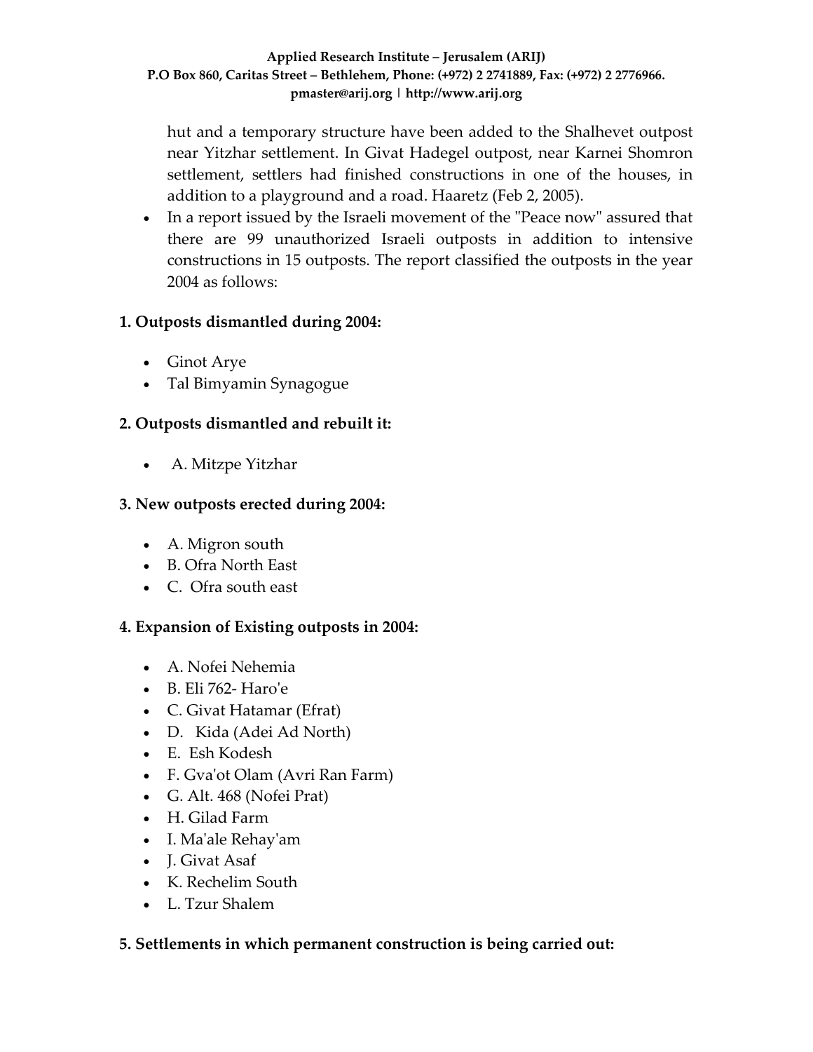hut and a temporary structure have been added to the Shalhevet outpost near Yitzhar settlement. In Givat Hadegel outpost, near Karnei Shomron settlement, settlers had finished constructions in one of the houses, in addition to a playground and a road. Haaretz (Feb 2, 2005).

- In a report issued by the Israeli movement of the "Peace now" assured that there are 99 unauthorized Israeli outposts in addition to intensive constructions in 15 outposts. The report classified the outposts in the year 2004 as follows:

**1. Outposts dismantled during 2004:**

- Ginot Arye
- Tal Bimyamin Synagogue

**2. Outposts dismantled and rebuilt it:**

- A. Mitzpe Yitzhar

**3. New outposts erected during 2004:**

- A. Migron south
- B. Ofra North East
- C. Ofra south east

**4. Expansion of Existing outposts in 2004:**

- A. Nofei Nehemia
- B. Eli 762- Haro'e
- C. Givat Hatamar (Efrat)
- D. Kida (Adei Ad North)
- E. Esh Kodesh
- F. Gva'ot Olam (Avri Ran Farm)
- G. Alt. 468 (Nofei Prat)
- H. Gilad Farm
- I. Ma'ale Rehay'am
- J. Givat Asaf
- K. Rechelim South
- L. Tzur Shalem

**5. Settlements in which permanent construction is being carried out:**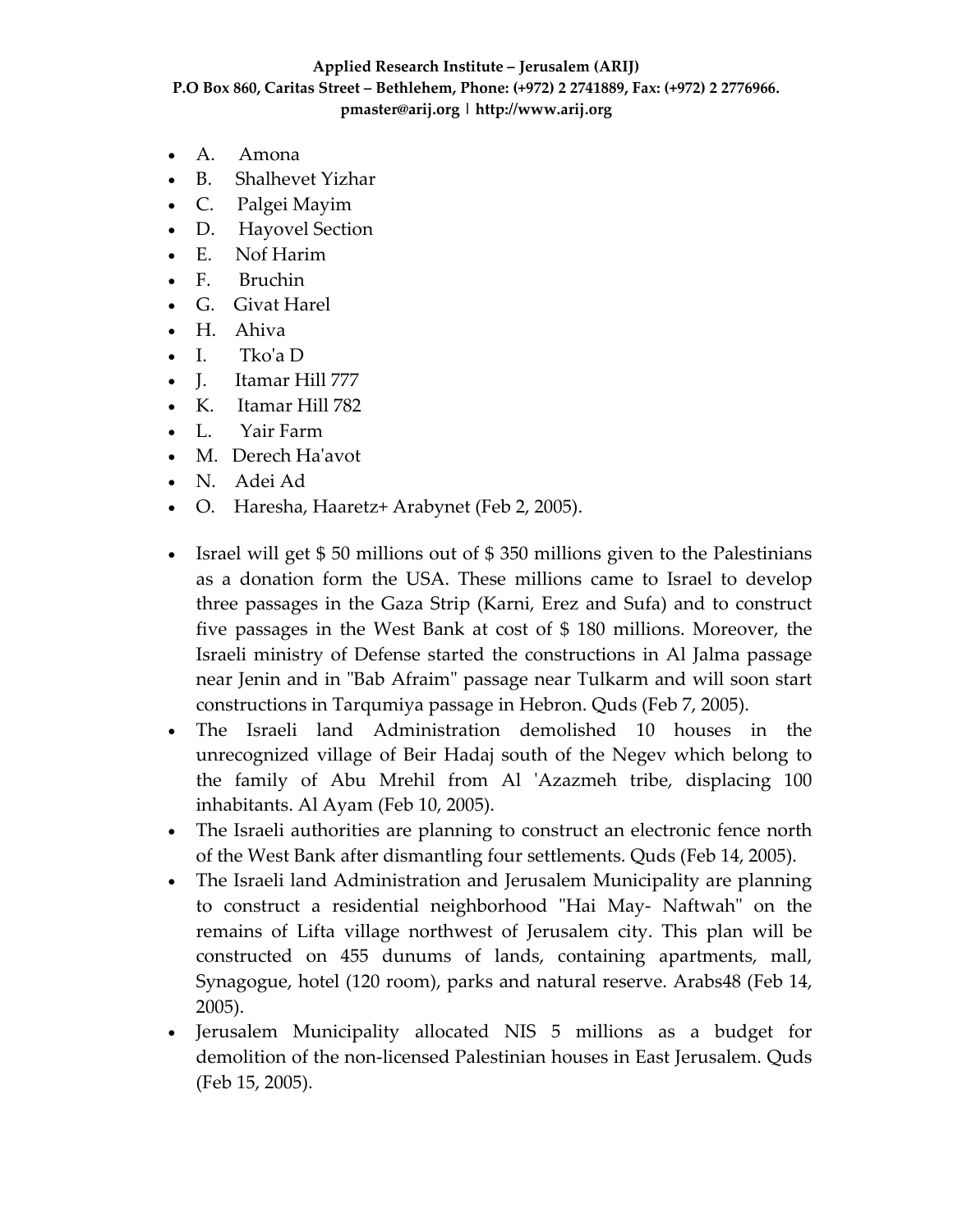- A. Amona
- B. Shalhevet Yizhar
- C. Palgei Mayim
- D. Hayovel Section
- E. Nof Harim
- F. Bruchin
- G. Givat Harel
- H. Ahiva
- I. Tko'a D
- J. Itamar Hill 777
- K. Itamar Hill 782
- L. Yair Farm
- M. Derech Ha'avot
- N. Adei Ad
- O. Haresha, Haaretz+ Arabynet (Feb 2, 2005).

- Israel will get $ 50 millions out of $ 350 millions given to the Palestinians as a donation form the USA. These millions came to Israel to develop three passages in the Gaza Strip (Karni, Erez and Sufa) and to construct five passages in the West Bank at cost of $ 180 millions. Moreover, the Israeli ministry of Defense started the constructions in Al Jalma passage near Jenin and in "Bab Afraim" passage near Tulkarm and will soon start constructions in Tarqumiya passage in Hebron. Quds (Feb 7, 2005).
- The Israeli land Administration demolished 10 houses in the unrecognized village of Beir Hadaj south of the Negev which belong to the family of Abu Mrehil from Al 'Azazmeh tribe, displacing 100 inhabitants. Al Ayam (Feb 10, 2005).
- The Israeli authorities are planning to construct an electronic fence north of the West Bank after dismantling four settlements. Quds (Feb 14, 2005).
- The Israeli land Administration and Jerusalem Municipality are planning to construct a residential neighborhood "Hai May- Naftwah" on the remains of Lifta village northwest of Jerusalem city. This plan will be constructed on 455 dunums of lands, containing apartments, mall, Synagogue, hotel (120 room), parks and natural reserve. Arabs48 (Feb 14, 2005).
- Jerusalem Municipality allocated NIS 5 millions as a budget for demolition of the non-licensed Palestinian houses in East Jerusalem. Quds (Feb 15, 2005).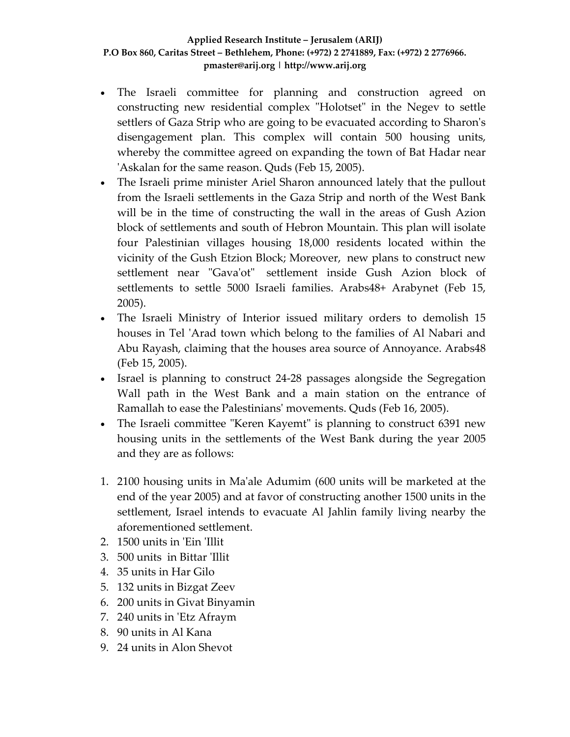- The Israeli committee for planning and construction agreed on constructing new residential complex "Holotset" in the Negev to settle settlers of Gaza Strip who are going to be evacuated according to Sharon's disengagement plan. This complex will contain 500 housing units, whereby the committee agreed on expanding the town of Bat Hadar near 'Askalan for the same reason. Quds (Feb 15, 2005).
- The Israeli prime minister Ariel Sharon announced lately that the pullout from the Israeli settlements in the Gaza Strip and north of the West Bank will be in the time of constructing the wall in the areas of Gush Azion block of settlements and south of Hebron Mountain. This plan will isolate four Palestinian villages housing 18,000 residents located within the vicinity of the Gush Etzion Block; Moreover, new plans to construct new settlement near "Gava'ot" settlement inside Gush Azion block of settlements to settle 5000 Israeli families. Arabs48+ Arabynet (Feb 15, 2005).
- The Israeli Ministry of Interior issued military orders to demolish 15 houses in Tel 'Arad town which belong to the families of Al Nabari and Abu Rayash, claiming that the houses area source of Annoyance. Arabs48 (Feb 15, 2005).
- Israel is planning to construct 24-28 passages alongside the Segregation Wall path in the West Bank and a main station on the entrance of Ramallah to ease the Palestinians' movements. Quds (Feb 16, 2005).
- The Israeli committee "Keren Kayemt" is planning to construct 6391 new housing units in the settlements of the West Bank during the year 2005 and they are as follows:

1. 2100 housing units in Ma'ale Adumim (600 units will be marketed at the end of the year 2005) and at favor of constructing another 1500 units in the settlement, Israel intends to evacuate Al Jahlin family living nearby the aforementioned settlement.
2. 1500 units in 'Ein 'Illit
3. 500 units in Bittar 'Illit
4. 35 units in Har Gilo
5. 132 units in Bizgat Zeev
6. 200 units in Givat Binyamin
7. 240 units in 'Etz Afraym
8. 90 units in Al Kana
9. 24 units in Alon Shevot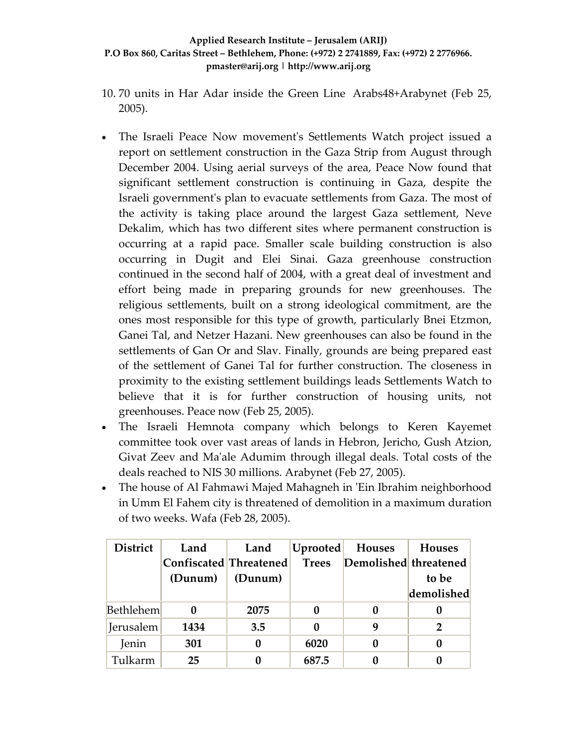10. 70 units in Har Adar inside the Green Line Arabs48+Arabynet (Feb 25, 2005).

- The Israeli Peace Now movement's Settlements Watch project issued a report on settlement construction in the Gaza Strip from August through December 2004. Using aerial surveys of the area, Peace Now found that significant settlement construction is continuing in Gaza, despite the Israeli government's plan to evacuate settlements from Gaza. The most of the activity is taking place around the largest Gaza settlement, Neve Dekalim, which has two different sites where permanent construction is occurring at a rapid pace. Smaller scale building construction is also occurring in Dugit and Elei Sinai. Gaza greenhouse construction continued in the second half of 2004, with a great deal of investment and effort being made in preparing grounds for new greenhouses. The religious settlements, built on a strong ideological commitment, are the ones most responsible for this type of growth, particularly Bnei Etzmon, Ganei Tal, and Netzer Hazani. New greenhouses can also be found in the settlements of Gan Or and Slav. Finally, grounds are being prepared east of the settlement of Ganei Tal for further construction. The closeness in proximity to the existing settlement buildings leads Settlements Watch to believe that it is for further construction of housing units, not greenhouses. Peace now (Feb 25, 2005).
- The Israeli Hemnota company which belongs to Keren Kayemet committee took over vast areas of lands in Hebron, Jericho, Gush Atzion, Givat Zeev and Ma'ale Adumim through illegal deals. Total costs of the deals reached to NIS 30 millions. Arabynet (Feb 27, 2005).
- The house of Al Fahmawi Majed Mahagneh in 'Ein Ibrahim neighborhood in Umm El Fahem city is threatened of demolition in a maximum duration of two weeks. Wafa (Feb 28, 2005).

| District | Land Confiscated (Dunum) | Land Threatened (Dunum) | Uprooted Trees | Houses Demolished | Houses threatened to be demolished |
|---|---|---|---|---|---|
| Bethlehem | **0** | **2075** | **0** | **0** | **0** |
| Jerusalem | **1434** | **3.5** | **0** | **9** | **2** |
| Jenin | **301** | **0** | **6020** | **0** | **0** |
| Tulkarm | **25** | **0** | **687.5** | **0** | **0** |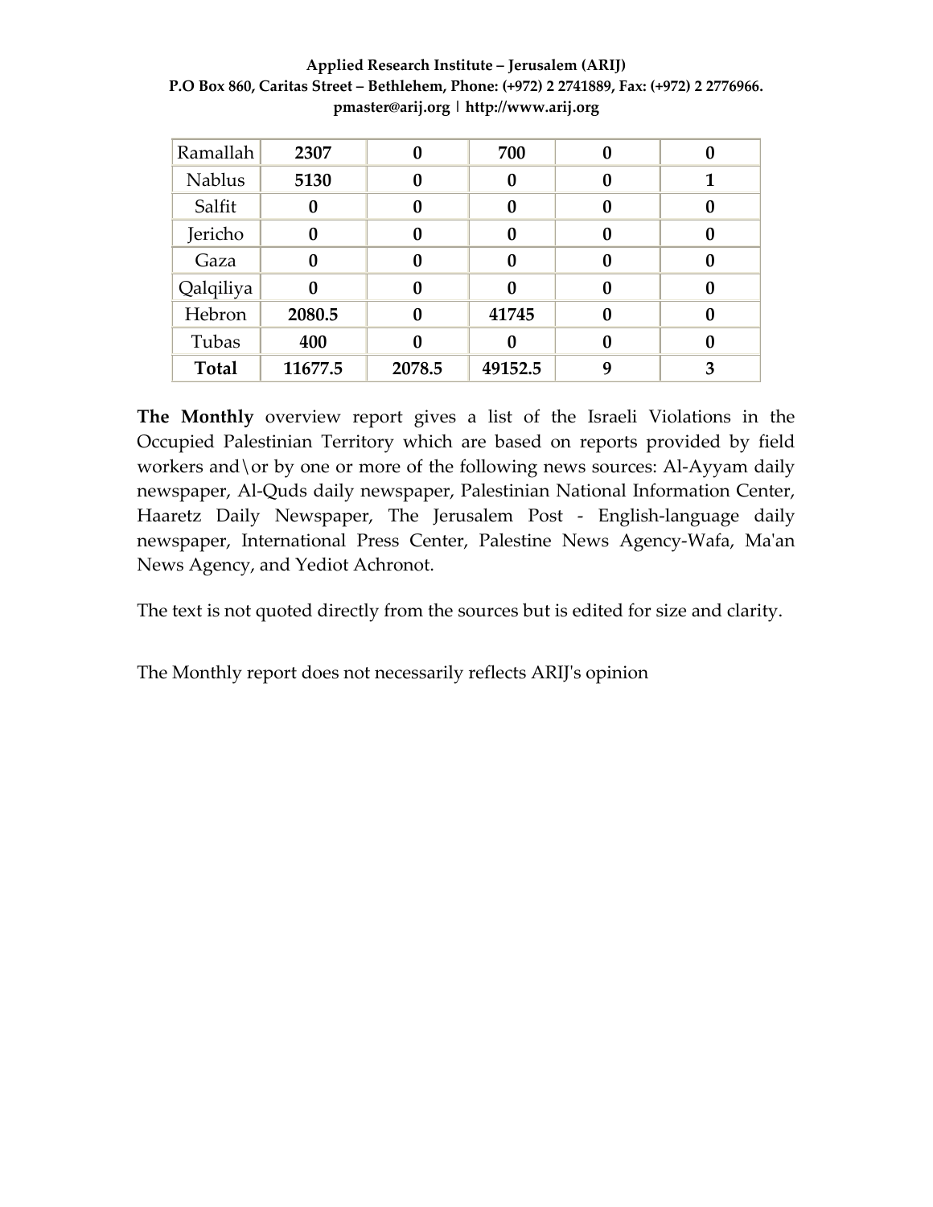| | | | | | |
|---|---|---|---|---|---|
| Ramallah | **2307** | **0** | **700** | **0** | **0** |
| Nablus | **5130** | **0** | **0** | **0** | **1** |
| Salfit | **0** | **0** | **0** | **0** | **0** |
| Jericho | **0** | **0** | **0** | **0** | **0** |
| Gaza | **0** | **0** | **0** | **0** | **0** |
| Qalqiliya | **0** | **0** | **0** | **0** | **0** |
| Hebron | **2080.5** | **0** | **41745** | **0** | **0** |
| Tubas | **400** | **0** | **0** | **0** | **0** |
| **Total** | **11677.5** | **2078.5** | **49152.5** | **9** | **3** |

**The Monthly** overview report gives a list of the Israeli Violations in the Occupied Palestinian Territory which are based on reports provided by field workers and\or by one or more of the following news sources: Al-Ayyam daily newspaper, Al-Quds daily newspaper, Palestinian National Information Center, Haaretz Daily Newspaper, The Jerusalem Post - English-language daily newspaper, International Press Center, Palestine News Agency-Wafa, Ma'an News Agency, and Yediot Achronot.

The text is not quoted directly from the sources but is edited for size and clarity.

The Monthly report does not necessarily reflects ARIJ's opinion